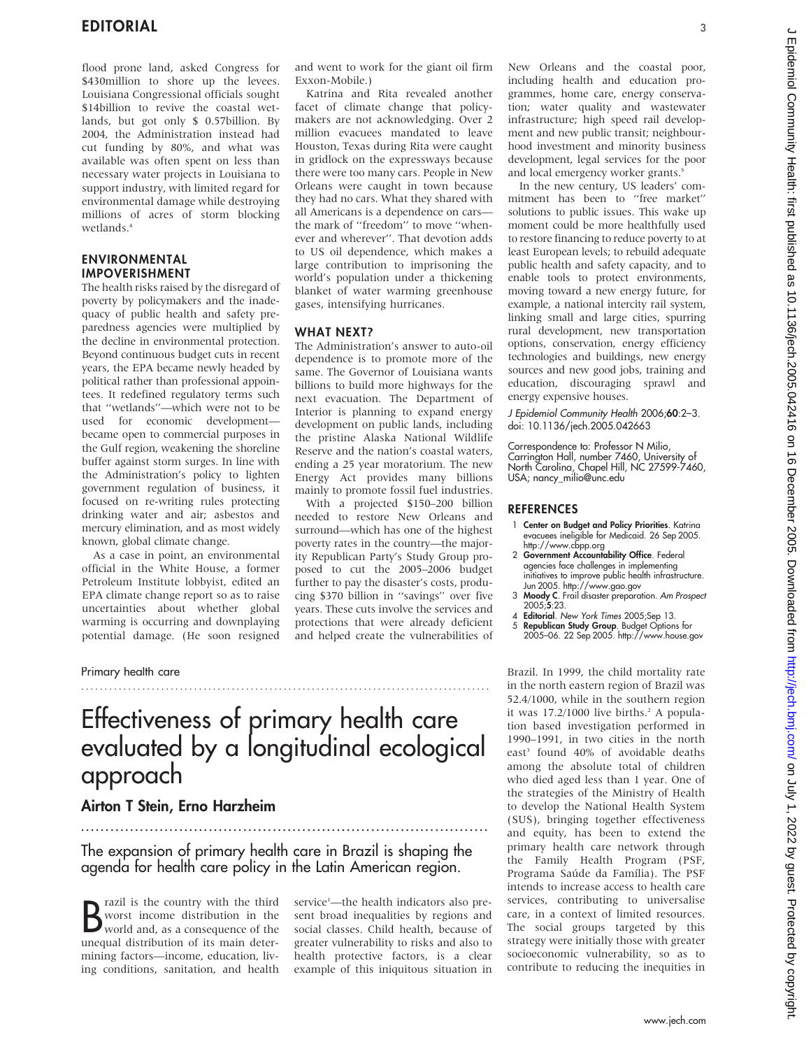flood prone land, asked Congress for $430million to shore up the levees. Louisiana Congressional officials sought $14billion to revive the coastal wetlands, but got only $ 0.57billion. By 2004, the Administration instead had cut funding by 80%, and what was available was often spent on less than necessary water projects in Louisiana to support industry, with limited regard for environmental damage while destroying millions of acres of storm blocking wetlands.[4]

## ENVIRONMENTAL IMPOVERISHMENT

The health risks raised by the disregard of poverty by policymakers and the inadequacy of public health and safety preparedness agencies were multiplied by the decline in environmental protection. Beyond continuous budget cuts in recent years, the EPA became newly headed by political rather than professional appointees. It redefined regulatory terms such that ''wetlands''—which were not to be used for economic development—became open to commercial purposes in the Gulf region, weakening the shoreline buffer against storm surges. In line with the Administration's policy to lighten government regulation of business, it focused on re-writing rules protecting drinking water and air; asbestos and mercury elimination, and as most widely known, global climate change.

As a case in point, an environmental official in the White House, a former Petroleum Institute lobbyist, edited an EPA climate change report so as to raise uncertainties about whether global warming is occurring and downplaying potential damage. (He soon resigned and went to work for the giant oil firm Exxon-Mobile.)

Katrina and Rita revealed another facet of climate change that policymakers are not acknowledging. Over 2 million evacuees mandated to leave Houston, Texas during Rita were caught in gridlock on the expressways because there were too many cars. People in New Orleans were caught in town because they had no cars. What they shared with all Americans is a dependence on cars—the mark of ''freedom'' to move ''whenever and wherever''. That devotion adds to US oil dependence, which makes a large contribution to imprisoning the world's population under a thickening blanket of water warming greenhouse gases, intensifying hurricanes.

## WHAT NEXT?

The Administration's answer to auto-oil dependence is to promote more of the same. The Governor of Louisiana wants billions to build more highways for the next evacuation. The Department of Interior is planning to expand energy development on public lands, including the pristine Alaska National Wildlife Reserve and the nation's coastal waters, ending a 25 year moratorium. The new Energy Act provides many billions mainly to promote fossil fuel industries.

With a projected $150–200 billion needed to restore New Orleans and surround—which has one of the highest poverty rates in the country—the majority Republican Party's Study Group proposed to cut the 2005–2006 budget further to pay the disaster's costs, producing $370 billion in ''savings'' over five years. These cuts involve the services and protections that were already deficient and helped create the vulnerabilities of New Orleans and the coastal poor, including health and education programmes, home care, energy conservation; water quality and wastewater infrastructure; high speed rail development and new public transit; neighbourhood investment and minority business development, legal services for the poor and local emergency worker grants.[5]

In the new century, US leaders' commitment has been to ''free market'' solutions to public issues. This wake up moment could be more healthfully used to restore financing to reduce poverty to at least European levels; to rebuild adequate public health and safety capacity, and to enable tools to protect environments, moving toward a new energy future, for example, a national intercity rail system, linking small and large cities, spurring rural development, new transportation options, conservation, energy efficiency technologies and buildings, new energy sources and new good jobs, training and education, discouraging sprawl and energy expensive houses.

*J Epidemiol Community Health* 2006;**60**:2–3. doi: 10.1136/jech.2005.042663

Correspondence to: Professor N Milio, Carrington Hall, number 7460, University of North Carolina, Chapel Hill, NC 27599-7460, USA; nancy_milio@unc.edu

## REFERENCES

1. **Center on Budget and Policy Priorities**. Katrina evacuees ineligible for Medicaid. 26 Sep 2005. http://www.cbpp.org
2. **Government Accountability Office**. Federal agencies face challenges in implementing initiatives to improve public health infrastructure. Jun 2005. http://www.gao.gov
3. **Moody C**. Frail disaster preparation. *Am Prospect* 2005;**5**:23.
4. **Editorial**. *New York Times* 2005;Sep 13.
5. **Republican Study Group**. Budget Options for 2005–06. 22 Sep 2005. http://www.house.gov

Primary health care

# Effectiveness of primary health care evaluated by a longitudinal ecological approach

## Airton T Stein, Erno Harzheim

The expansion of primary health care in Brazil is shaping the agenda for health care policy in the Latin American region.

Brazil is the country with the third worst income distribution in the world and, as a consequence of the unequal distribution of its main determining factors—income, education, living conditions, sanitation, and health service[1]—the health indicators also present broad inequalities by regions and social classes. Child health, because of greater vulnerability to risks and also to health protective factors, is a clear example of this iniquitous situation in Brazil. In 1999, the child mortality rate in the north eastern region of Brazil was 52.4/1000, while in the southern region it was 17.2/1000 live births.[2] A population based investigation performed in 1990–1991, in two cities in the north east[3] found 40% of avoidable deaths among the absolute total of children who died aged less than 1 year. One of the strategies of the Ministry of Health to develop the National Health System (SUS), bringing together effectiveness and equity, has been to extend the primary health care network through the Family Health Program (PSF, Programa Saúde da Família). The PSF intends to increase access to health care services, contributing to universalise care, in a context of limited resources. The social groups targeted by this strategy were initially those with greater socioeconomic vulnerability, so as to contribute to reducing the inequities in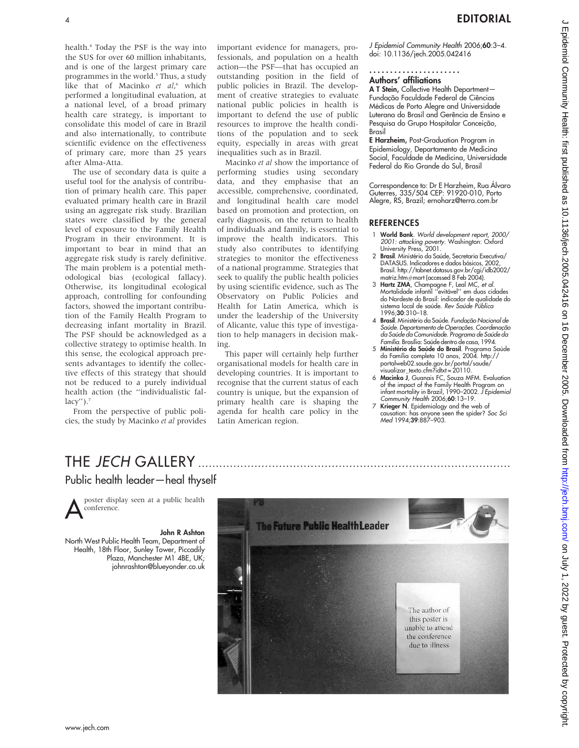health.[4] Today the PSF is the way into the SUS for over 60 million inhabitants, and is one of the largest primary care programmes in the world.[5] Thus, a study like that of Macinko *et al*,[6] which performed a longitudinal evaluation, at a national level, of a broad primary health care strategy, is important to consolidate this model of care in Brazil and also internationally, to contribute scientific evidence on the effectiveness of primary care, more than 25 years after Alma-Atta.

The use of secondary data is quite a useful tool for the analysis of contribution of primary health care. This paper evaluated primary health care in Brazil using an aggregate risk study. Brazilian states were classified by the general level of exposure to the Family Health Program in their environment. It is important to bear in mind that an aggregate risk study is rarely definitive. The main problem is a potential methodological bias (ecological fallacy). Otherwise, its longitudinal ecological approach, controlling for confounding factors, showed the important contribution of the Family Health Program to decreasing infant mortality in Brazil. The PSF should be acknowledged as a collective strategy to optimise health. In this sense, the ecological approach presents advantages to identify the collective effects of this strategy that should not be reduced to a purely individual health action (the "individualistic fallacy").[7]

From the perspective of public policies, the study by Macinko *et al* provides important evidence for managers, professionals, and population on a health action—the PSF—that has occupied an outstanding position in the field of public policies in Brazil. The development of creative strategies to evaluate national public policies in health is important to defend the use of public resources to improve the health conditions of the population and to seek equity, especially in areas with great inequalities such as in Brazil.

Macinko *et al* show the importance of performing studies using secondary data, and they emphasise that an accessible, comprehensive, coordinated, and longitudinal health care model based on promotion and protection, on early diagnosis, on the return to health of individuals and family, is essential to improve the health indicators. This study also contributes to identifying strategies to monitor the effectiveness of a national programme. Strategies that seek to qualify the public health policies by using scientific evidence, such as The Observatory on Public Policies and Health for Latin America, which is under the leadership of the University of Alicante, value this type of investigation to help managers in decision making.

This paper will certainly help further organisational models for health care in developing countries. It is important to recognise that the current status of each country is unique, but the expansion of primary health care is shaping the agenda for health care policy in the Latin American region.

*J Epidemiol Community Health* 2006;**60**:3–4.
doi: 10.1136/jech.2005.042416

### Authors' affiliations

**A T Stein,** Collective Health Department—Fundação Faculdade Federal de Ciências Médicas de Porto Alegre and Universidade Luterana do Brasil and Gerência de Ensino e Pesquisa do Grupo Hospitalar Conceição, Brasil

**E Harzheim,** Post-Graduation Program in Epidemiology, Departamento de Medicina Social, Faculdade de Medicina, Universidade Federal do Rio Grande do Sul, Brasil

Correspondence to: Dr E Harzheim, Rua Álvaro Guterres, 335/504 CEP: 91920-010, Porto Alegre, RS, Brazil; ernoharz@terra.com.br

## REFERENCES

1. **World Bank**. *World development report, 2000/2001: attacking poverty*. Washington: Oxford University Press, 2001.
2. **Brasil**. Ministério da Saúde, Secretaria Executiva/DATASUS. Indicadores e dados básicos, 2002, Brasil. http://tabnet.datasus.gov.br/cgi/idb2002/matriz.htm#mort (accessed 8 Feb 2004).
3. **Hartz ZMA**, Champagne F, Leal MC, *et al*. Mortalidade infantil "evitável" em duas cidades do Nordeste do Brasil: indicador de qualidade do sistema local de saúde. *Rev Saúde Pública* 1996;**30**:310–18.
4. **Brasil**. Ministério da Saúde. *Fundação Nacional de Saúde. Departamento de Operações. Coordenação da Saúde da Comunidade. Programa de Saúde da Família*. Brasília: Saúde dentro de casa, 1994.
5. **Ministério da Saúde do Brasil**. Programa Saúde da Família completa 10 anos, 2004. http://portalweb02.saude.gov.br/portal/saude/visualizar_texto.cfm?idtxt=20110.
6. **Macinko J**, Guanais FC, Souza MFM. Evaluation of the impact of the Family Health Program on infant mortality in Brazil, 1990–2002. *J Epidemiol Community Health* 2006;**60**:13–19.
7. **Krieger N**. Epidemiology and the web of causation: has anyone seen the spider? *Soc Sci Med* 1994;**39**:887–903.

# THE *JECH* GALLERY

## Public health leader—heal thyself

A poster display seen at a public health conference.

**John R Ashton**
North West Public Health Team, Department of Health, 18th Floor, Sunley Tower, Piccadily Plaza, Manchester M1 4BE, UK; johnrashton@blueyonder.co.uk